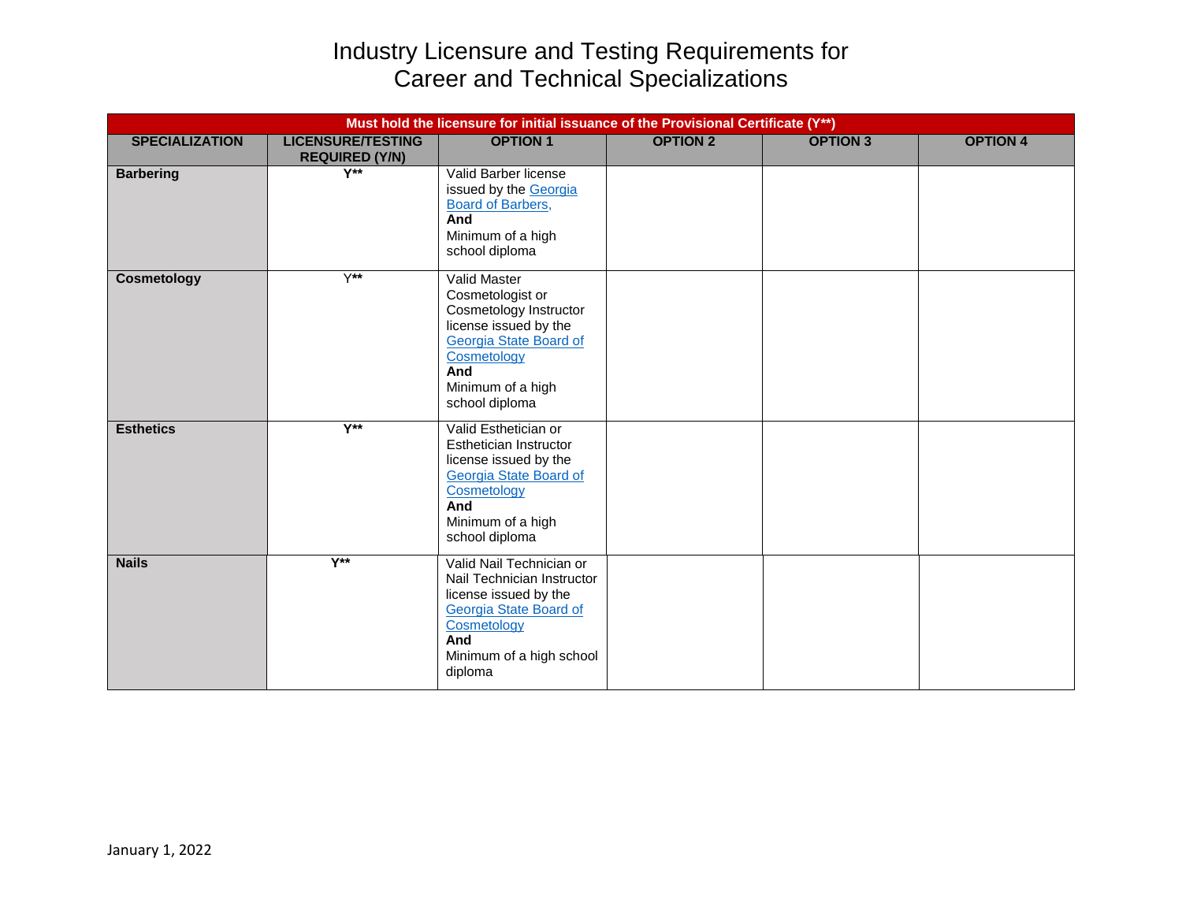# Industry Licensure and Testing Requirements for Career and Technical Specializations

| Must hold the licensure for initial issuance of the Provisional Certificate (Y**) | | | | | |
|---|---|---|---|---|---|
| **SPECIALIZATION** | **LICENSURE/TESTING REQUIRED (Y/N)** | **OPTION 1** | **OPTION 2** | **OPTION 3** | **OPTION 4** |
| **Barbering** | **Y**** | Valid Barber license issued by the Georgia Board of Barbers, **And** Minimum of a high school diploma | | | |
| **Cosmetology** | Y** | Valid Master Cosmetologist or Cosmetology Instructor license issued by the Georgia State Board of Cosmetology **And** Minimum of a high school diploma | | | |
| **Esthetics** | **Y**** | Valid Esthetician or Esthetician Instructor license issued by the Georgia State Board of Cosmetology **And** Minimum of a high school diploma | | | |
| **Nails** | **Y**** | Valid Nail Technician or Nail Technician Instructor license issued by the Georgia State Board of Cosmetology **And** Minimum of a high school diploma | | | |

January 1, 2022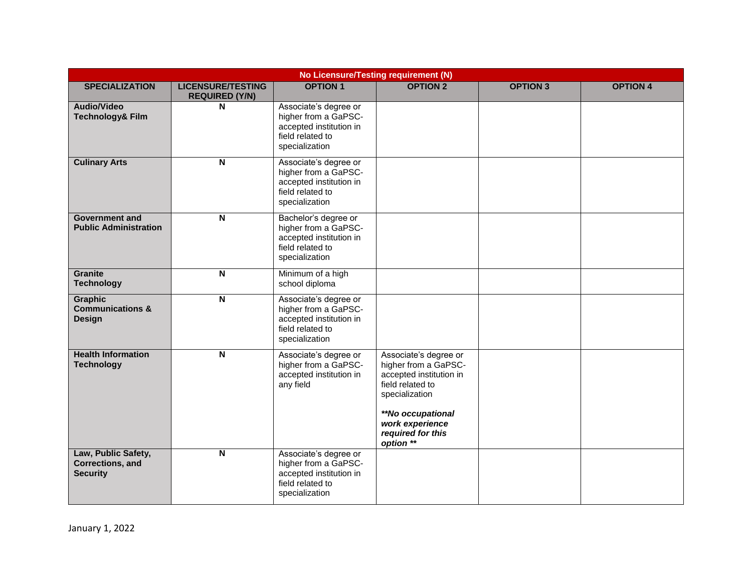| No Licensure/Testing requirement (N) | | | | | |
|---|---|---|---|---|---|
| **SPECIALIZATION** | **LICENSURE/TESTING REQUIRED (Y/N)** | **OPTION 1** | **OPTION 2** | **OPTION 3** | **OPTION 4** |
| **Audio/Video Technology& Film** | **N** | Associate's degree or higher from a GaPSC-accepted institution in field related to specialization | | | |
| **Culinary Arts** | **N** | Associate's degree or higher from a GaPSC-accepted institution in field related to specialization | | | |
| **Government and Public Administration** | **N** | Bachelor's degree or higher from a GaPSC-accepted institution in field related to specialization | | | |
| **Granite Technology** | **N** | Minimum of a high school diploma | | | |
| **Graphic Communications & Design** | **N** | Associate's degree or higher from a GaPSC-accepted institution in field related to specialization | | | |
| **Health Information Technology** | **N** | Associate's degree or higher from a GaPSC-accepted institution in any field | Associate's degree or higher from a GaPSC-accepted institution in field related to specialization<br><br>***\*\*No occupational work experience required for this option \*\**** | | |
| **Law, Public Safety, Corrections, and Security** | **N** | Associate's degree or higher from a GaPSC-accepted institution in field related to specialization | | | |

January 1, 2022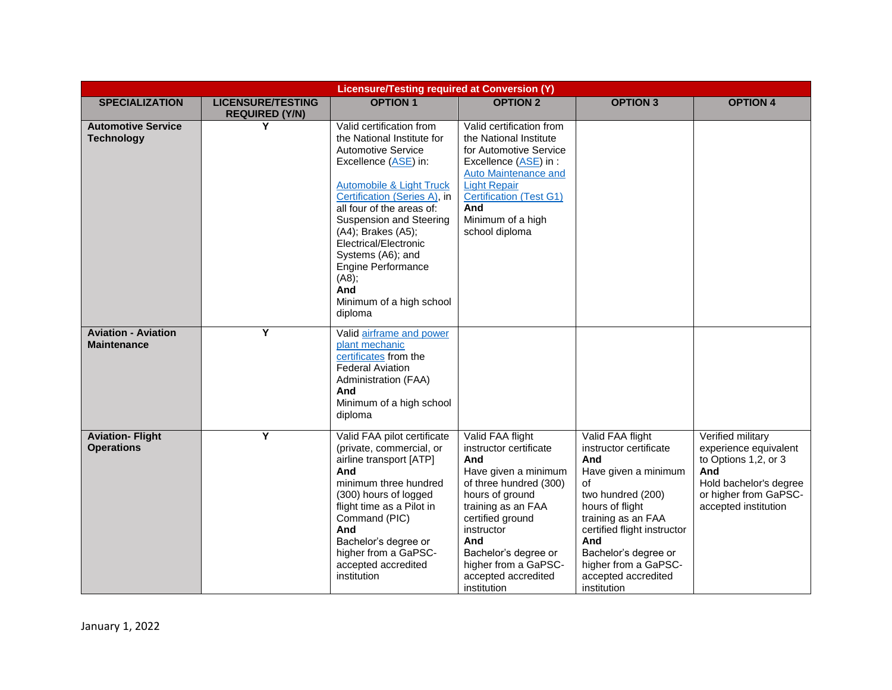| Licensure/Testing required at Conversion (Y) | | | | | |
|---|---|---|---|---|---|
| **SPECIALIZATION** | **LICENSURE/TESTING REQUIRED (Y/N)** | **OPTION 1** | **OPTION 2** | **OPTION 3** | **OPTION 4** |
| **Automotive Service Technology** | Y | Valid certification from the National Institute for Automotive Service Excellence (ASE) in:<br><br>Automobile & Light Truck Certification (Series A), in all four of the areas of: Suspension and Steering (A4); Brakes (A5); Electrical/Electronic Systems (A6); and Engine Performance (A8);<br>**And**<br>Minimum of a high school diploma | Valid certification from the National Institute for Automotive Service Excellence (ASE) in : Auto Maintenance and Light Repair Certification (Test G1)<br>**And**<br>Minimum of a high school diploma | | |
| **Aviation - Aviation Maintenance** | Y | Valid airframe and power plant mechanic certificates from the Federal Aviation Administration (FAA)<br>**And**<br>Minimum of a high school diploma | | | |
| **Aviation- Flight Operations** | Y | Valid FAA pilot certificate (private, commercial, or airline transport [ATP]<br>**And**<br>minimum three hundred (300) hours of logged flight time as a Pilot in Command (PIC)<br>**And**<br>Bachelor's degree or higher from a GaPSC-accepted accredited institution | Valid FAA flight instructor certificate<br>**And**<br>Have given a minimum of three hundred (300) hours of ground training as an FAA certified ground instructor<br>**And**<br>Bachelor's degree or higher from a GaPSC-accepted accredited institution | Valid FAA flight instructor certificate<br>**And**<br>Have given a minimum of two hundred (200) hours of flight training as an FAA certified flight instructor<br>**And**<br>Bachelor's degree or higher from a GaPSC-accepted accredited institution | Verified military experience equivalent to Options 1,2, or 3<br>**And**<br>Hold bachelor's degree or higher from GaPSC-accepted institution |

January 1, 2022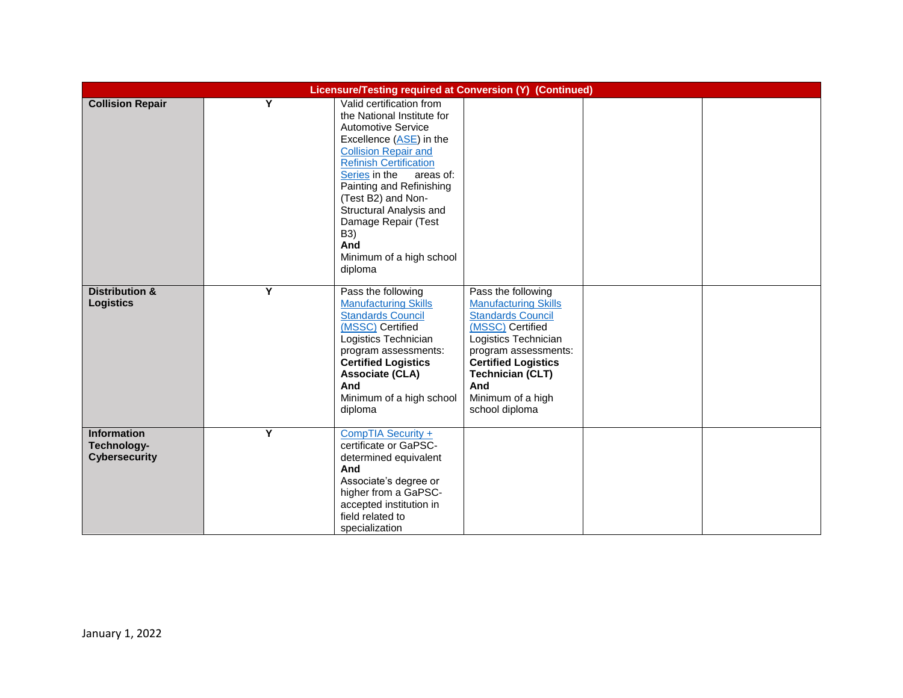| Licensure/Testing required at Conversion (Y) (Continued) | | | | | |
|---|---|---|---|---|---|
| **Collision Repair** | Y | Valid certification from the National Institute for Automotive Service Excellence (ASE) in the Collision Repair and Refinish Certification Series in the areas of: Painting and Refinishing (Test B2) and Non-Structural Analysis and Damage Repair (Test B3) **And** Minimum of a high school diploma | | | |
| **Distribution & Logistics** | Y | Pass the following Manufacturing Skills Standards Council (MSSC) Certified Logistics Technician program assessments: **Certified Logistics Associate (CLA)** **And** Minimum of a high school diploma | Pass the following Manufacturing Skills Standards Council (MSSC) Certified Logistics Technician program assessments: **Certified Logistics Technician (CLT)** **And** Minimum of a high school diploma | | |
| **Information Technology-Cybersecurity** | Y | CompTIA Security + certificate or GaPSC-determined equivalent **And** Associate's degree or higher from a GaPSC-accepted institution in field related to specialization | | | |

January 1, 2022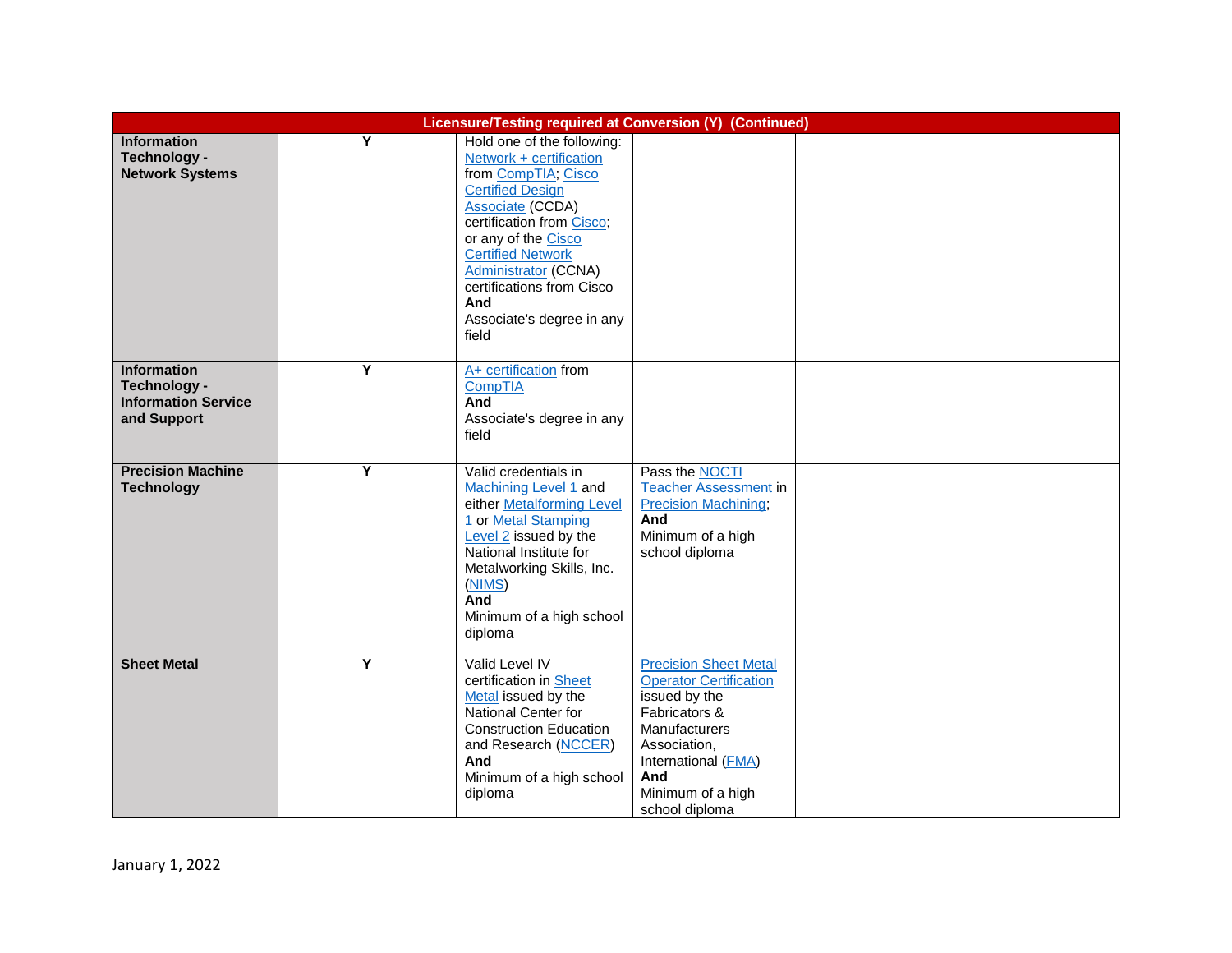| Licensure/Testing required at Conversion (Y) (Continued) | | | | | |
|---|---|---|---|---|---|
| **Information Technology - Network Systems** | Y | Hold one of the following: Network + certification from CompTIA; Cisco Certified Design Associate (CCDA) certification from Cisco; or any of the Cisco Certified Network Administrator (CCNA) certifications from Cisco **And** Associate's degree in any field | | | |
| **Information Technology - Information Service and Support** | Y | A+ certification from CompTIA **And** Associate's degree in any field | | | |
| **Precision Machine Technology** | Y | Valid credentials in Machining Level 1 and either Metalforming Level 1 or Metal Stamping Level 2 issued by the National Institute for Metalworking Skills, Inc. (NIMS) **And** Minimum of a high school diploma | Pass the NOCTI Teacher Assessment in Precision Machining; **And** Minimum of a high school diploma | | |
| **Sheet Metal** | Y | Valid Level IV certification in Sheet Metal issued by the National Center for Construction Education and Research (NCCER) **And** Minimum of a high school diploma | Precision Sheet Metal Operator Certification issued by the Fabricators & Manufacturers Association, International (FMA) **And** Minimum of a high school diploma | | |

January 1, 2022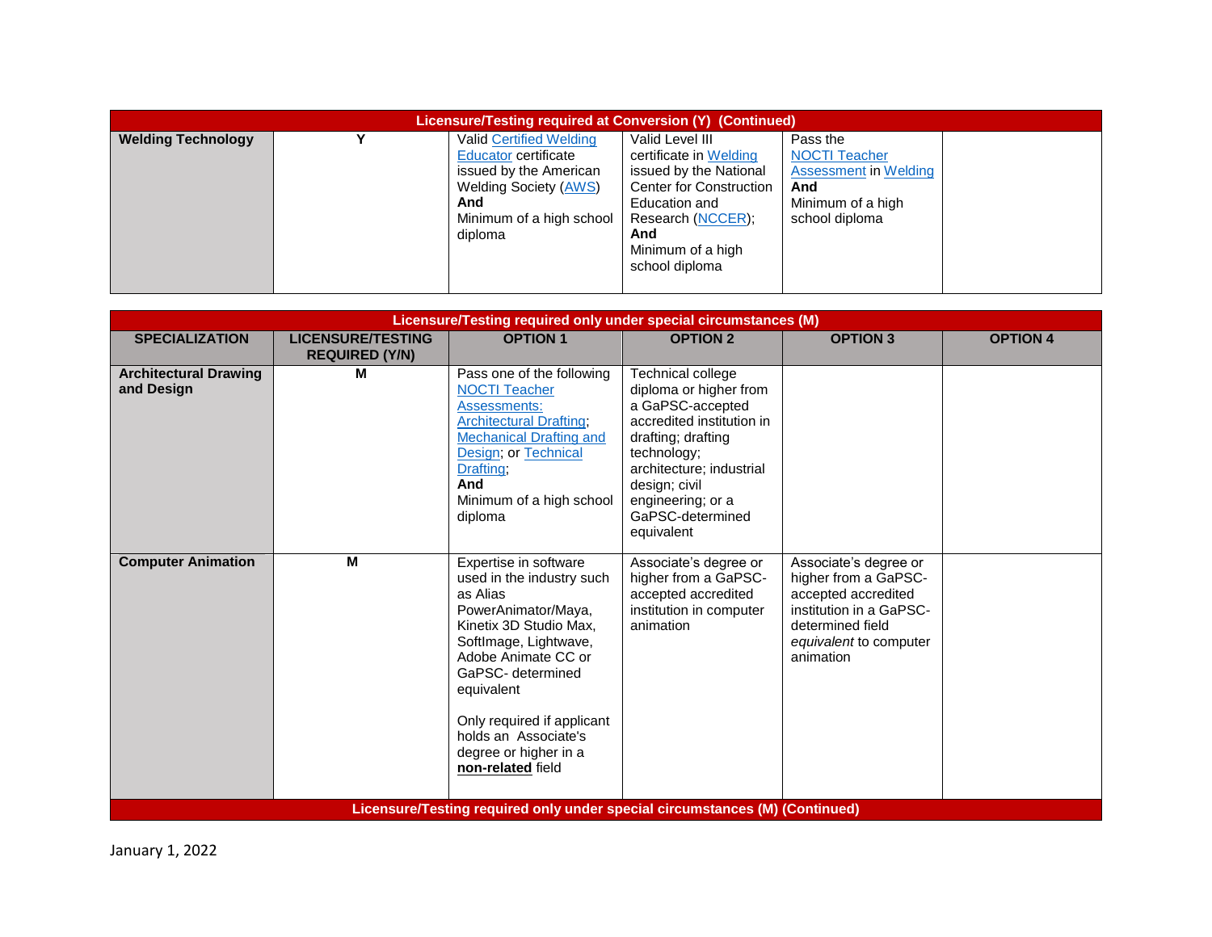| Licensure/Testing required at Conversion (Y) (Continued) | | | | | |
|---|---|---|---|---|---|
| **Welding Technology** | Y | Valid Certified Welding Educator certificate issued by the American Welding Society (AWS)<br>**And**<br>Minimum of a high school diploma | Valid Level III certificate in Welding issued by the National Center for Construction Education and Research (NCCER);<br>**And**<br>Minimum of a high school diploma | Pass the NOCTI Teacher Assessment in Welding<br>**And**<br>Minimum of a high school diploma | |

| Licensure/Testing required only under special circumstances (M) | | | | | |
|---|---|---|---|---|---|
| **SPECIALIZATION** | **LICENSURE/TESTING REQUIRED (Y/N)** | **OPTION 1** | **OPTION 2** | **OPTION 3** | **OPTION 4** |
| **Architectural Drawing and Design** | M | Pass one of the following NOCTI Teacher Assessments: Architectural Drafting; Mechanical Drafting and Design; or Technical Drafting;<br>**And**<br>Minimum of a high school diploma | Technical college diploma or higher from a GaPSC-accepted accredited institution in drafting; drafting technology; architecture; industrial design; civil engineering; or a GaPSC-determined equivalent | | |
| **Computer Animation** | M | Expertise in software used in the industry such as Alias PowerAnimator/Maya, Kinetix 3D Studio Max, SoftImage, Lightwave, Adobe Animate CC or GaPSC- determined equivalent<br><br>Only required if applicant holds an Associate's degree or higher in a **non-related** field | Associate's degree or higher from a GaPSC-accepted accredited institution in computer animation | Associate's degree or higher from a GaPSC-accepted accredited institution in a GaPSC-determined field *equivalent* to computer animation | |

**Licensure/Testing required only under special circumstances (M) (Continued)**

January 1, 2022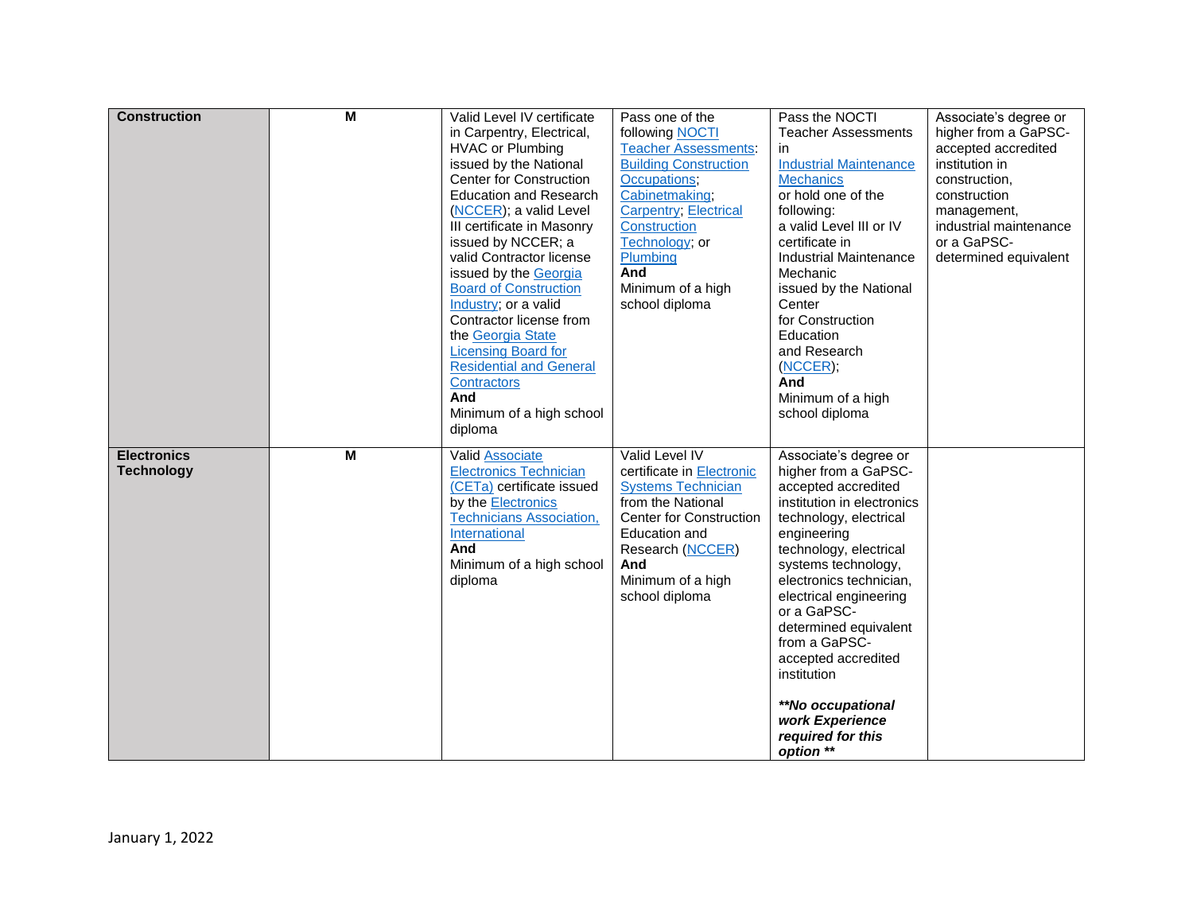| | | | | | |
|---|---|---|---|---|---|
| **Construction** | **M** | Valid Level IV certificate in Carpentry, Electrical, HVAC or Plumbing issued by the National Center for Construction Education and Research (NCCER); a valid Level III certificate in Masonry issued by NCCER; a valid Contractor license issued by the Georgia Board of Construction Industry; or a valid Contractor license from the Georgia State Licensing Board for Residential and General Contractors **And** Minimum of a high school diploma | Pass one of the following NOCTI Teacher Assessments: Building Construction Occupations; Cabinetmaking; Carpentry; Electrical Construction Technology; or Plumbing **And** Minimum of a high school diploma | Pass the NOCTI Teacher Assessments in Industrial Maintenance Mechanics or hold one of the following: a valid Level III or IV certificate in Industrial Maintenance Mechanic issued by the National Center for Construction Education and Research (NCCER); **And** Minimum of a high school diploma | Associate's degree or higher from a GaPSC-accepted accredited institution in construction, construction management, industrial maintenance or a GaPSC-determined equivalent |
| **Electronics Technology** | **M** | Valid Associate Electronics Technician (CETa) certificate issued by the Electronics Technicians Association, International **And** Minimum of a high school diploma | Valid Level IV certificate in Electronic Systems Technician from the National Center for Construction Education and Research (NCCER) **And** Minimum of a high school diploma | Associate's degree or higher from a GaPSC-accepted accredited institution in electronics technology, electrical engineering technology, electrical systems technology, electronics technician, electrical engineering or a GaPSC-determined equivalent from a GaPSC-accepted accredited institution<br><br>***\*\*No occupational work Experience required for this option \*\**** | |

January 1, 2022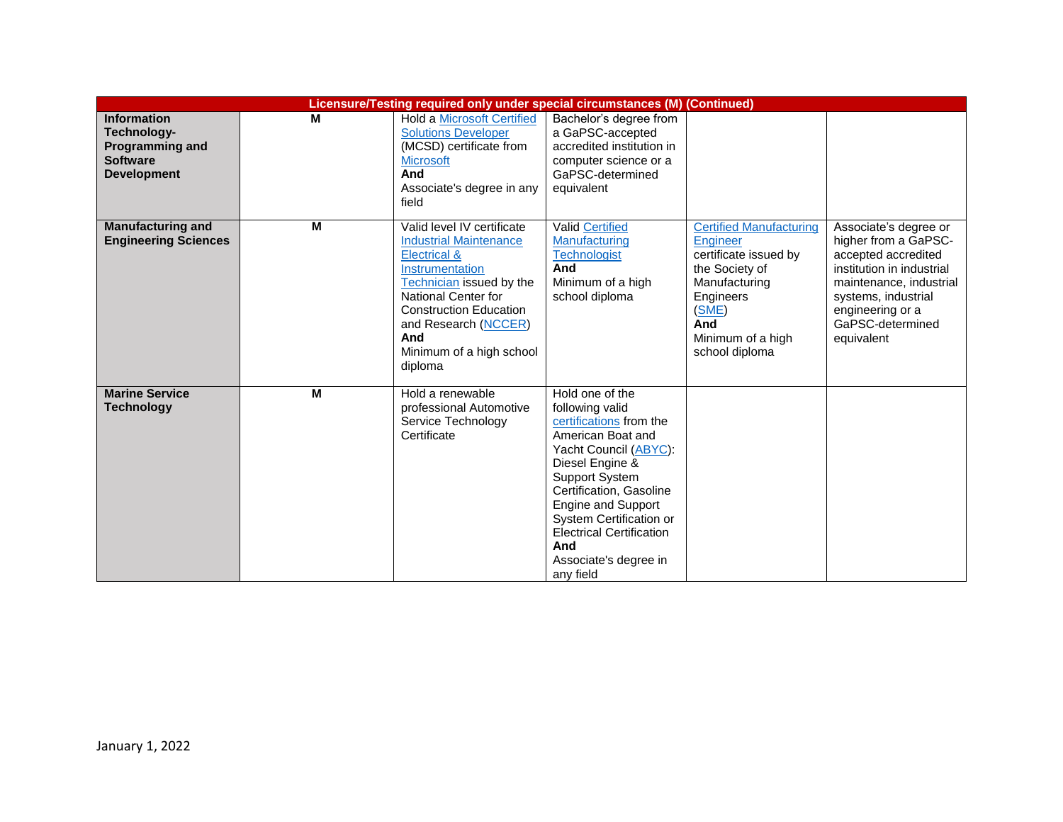| Licensure/Testing required only under special circumstances (M) (Continued) | | | | | |
|---|---|---|---|---|---|
| **Information Technology-Programming and Software Development** | **M** | Hold a Microsoft Certified Solutions Developer (MCSD) certificate from Microsoft **And** Associate's degree in any field | Bachelor's degree from a GaPSC-accepted accredited institution in computer science or a GaPSC-determined equivalent | | |
| **Manufacturing and Engineering Sciences** | **M** | Valid level IV certificate Industrial Maintenance Electrical & Instrumentation Technician issued by the National Center for Construction Education and Research (NCCER) **And** Minimum of a high school diploma | Valid Certified Manufacturing Technologist **And** Minimum of a high school diploma | Certified Manufacturing Engineer certificate issued by the Society of Manufacturing Engineers (SME) **And** Minimum of a high school diploma | Associate's degree or higher from a GaPSC-accepted accredited institution in industrial maintenance, industrial systems, industrial engineering or a GaPSC-determined equivalent |
| **Marine Service Technology** | **M** | Hold a renewable professional Automotive Service Technology Certificate | Hold one of the following valid certifications from the American Boat and Yacht Council (ABYC): Diesel Engine & Support System Certification, Gasoline Engine and Support System Certification or Electrical Certification **And** Associate's degree in any field | | |

January 1, 2022